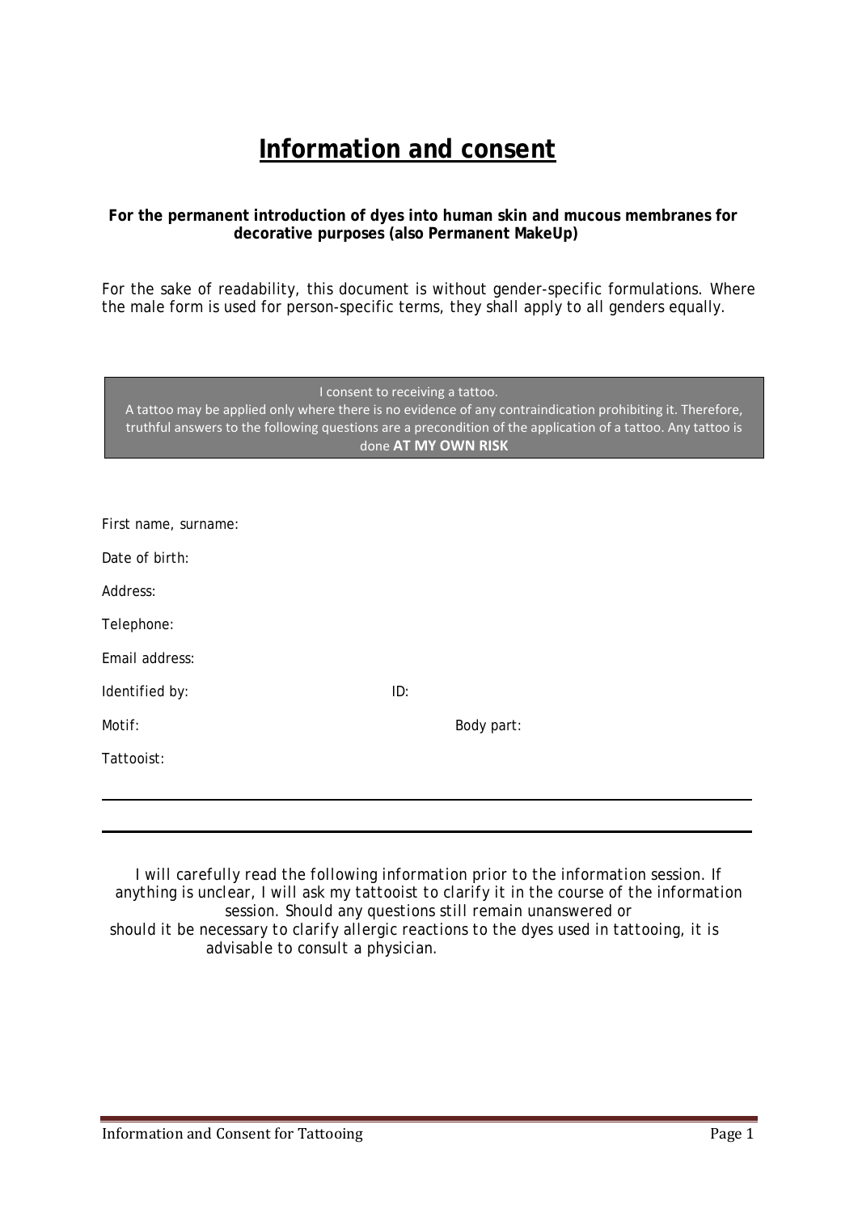# Information and consent

**For the permanent introduction of dyes into human skin and mucous membranes for decorative purposes (also Permanent MakeUp)**

For the sake of readability, this document is without gender-specific formulations. Where the male form is used for person-specific terms, they shall apply to all genders equally.

> I consent to receiving a tattoo.
> A tattoo may be applied only where there is no evidence of any contraindication prohibiting it. Therefore, truthful answers to the following questions are a precondition of the application of a tattoo. Any tattoo is done **AT MY OWN RISK**

First name, surname:

Date of birth:

Address:

Telephone:

Email address:

Identified by: ID:

Motif: Body part:

Tattooist:

---

---

*I will carefully read the following information prior to the information session. If anything is unclear, I will ask my tattooist to clarify it in the course of the information session. Should any questions still remain unanswered or should it be necessary to clarify allergic reactions to the dyes used in tattooing, it is advisable to consult a physician.*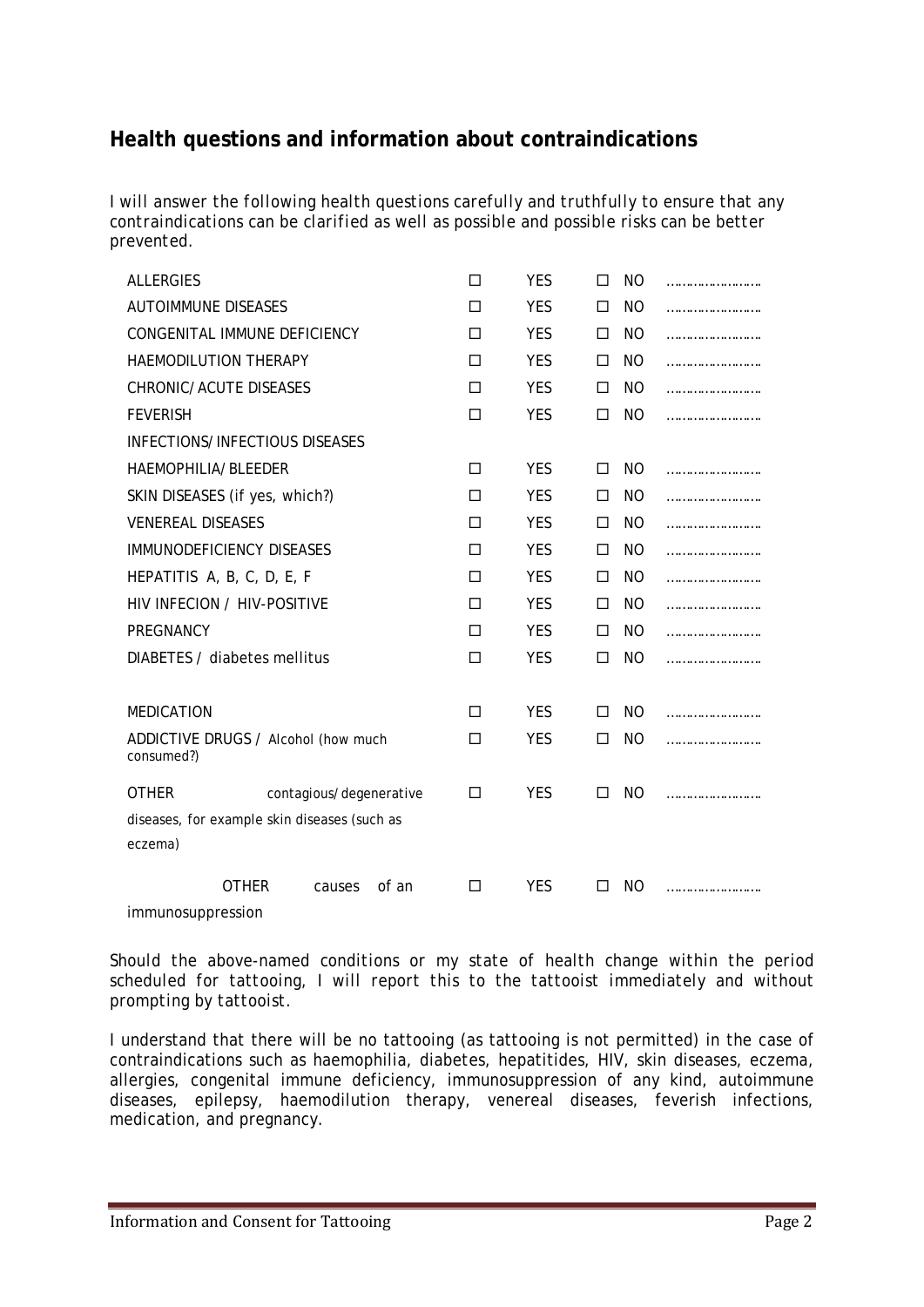## Health questions and information about contraindications

I will answer the following health questions carefully and truthfully to ensure that any contraindications can be clarified as well as possible and possible risks can be better prevented.

| | | | | | |
|---|---|---|---|---|---|
| ALLERGIES | ☐ | YES | ☐ | NO | …………………… |
| AUTOIMMUNE DISEASES | ☐ | YES | ☐ | NO | …………………… |
| CONGENITAL IMMUNE DEFICIENCY | ☐ | YES | ☐ | NO | …………………… |
| HAEMODILUTION THERAPY | ☐ | YES | ☐ | NO | …………………… |
| CHRONIC/ACUTE DISEASES | ☐ | YES | ☐ | NO | …………………… |
| FEVERISH INFECTIONS/INFECTIOUS DISEASES | ☐ | YES | ☐ | NO | …………………… |
| HAEMOPHILIA/BLEEDER | ☐ | YES | ☐ | NO | …………………… |
| SKIN DISEASES (if yes, which?) | ☐ | YES | ☐ | NO | …………………… |
| VENEREAL DISEASES | ☐ | YES | ☐ | NO | …………………… |
| IMMUNODEFICIENCY DISEASES | ☐ | YES | ☐ | NO | …………………… |
| HEPATITIS A, B, C, D, E, F | ☐ | YES | ☐ | NO | …………………… |
| HIV INFECION / HIV-POSITIVE | ☐ | YES | ☐ | NO | …………………… |
| PREGNANCY | ☐ | YES | ☐ | NO | …………………… |
| DIABETES / diabetes mellitus | ☐ | YES | ☐ | NO | …………………… |
| MEDICATION | ☐ | YES | ☐ | NO | …………………… |
| ADDICTIVE DRUGS / Alcohol (how much consumed?) | ☐ | YES | ☐ | NO | …………………… |
| OTHER contagious/degenerative diseases, for example skin diseases (such as eczema) | ☐ | YES | ☐ | NO | …………………… |
| OTHER causes of an immunosuppression | ☐ | YES | ☐ | NO | …………………… |

Should the above-named conditions or my state of health change within the period scheduled for tattooing, I will report this to the tattooist immediately and without prompting by tattooist.

I understand that there will be no tattooing (as tattooing is not permitted) in the case of contraindications such as haemophilia, diabetes, hepatitides, HIV, skin diseases, eczema, allergies, congenital immune deficiency, immunosuppression of any kind, autoimmune diseases, epilepsy, haemodilution therapy, venereal diseases, feverish infections, medication, and pregnancy.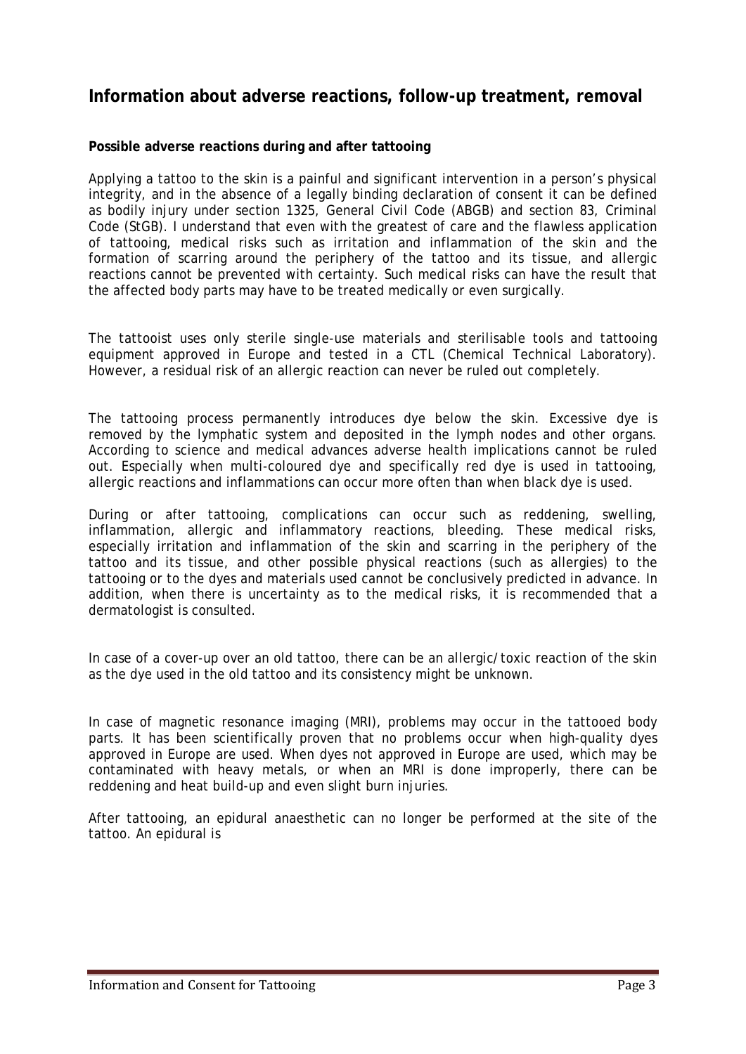## Information about adverse reactions, follow-up treatment, removal

**Possible adverse reactions during and after tattooing**

Applying a tattoo to the skin is a painful and significant intervention in a person's physical integrity, and in the absence of a legally binding declaration of consent it can be defined as bodily injury under section 1325, General Civil Code (ABGB) and section 83, Criminal Code (StGB). I understand that even with the greatest of care and the flawless application of tattooing, medical risks such as irritation and inflammation of the skin and the formation of scarring around the periphery of the tattoo and its tissue, and allergic reactions cannot be prevented with certainty. Such medical risks can have the result that the affected body parts may have to be treated medically or even surgically.

The tattooist uses only sterile single-use materials and sterilisable tools and tattooing equipment approved in Europe and tested in a CTL (Chemical Technical Laboratory). However, a residual risk of an allergic reaction can never be ruled out completely.

The tattooing process permanently introduces dye below the skin. Excessive dye is removed by the lymphatic system and deposited in the lymph nodes and other organs. According to science and medical advances adverse health implications cannot be ruled out. Especially when multi-coloured dye and specifically red dye is used in tattooing, allergic reactions and inflammations can occur more often than when black dye is used.

During or after tattooing, complications can occur such as reddening, swelling, inflammation, allergic and inflammatory reactions, bleeding. These medical risks, especially irritation and inflammation of the skin and scarring in the periphery of the tattoo and its tissue, and other possible physical reactions (such as allergies) to the tattooing or to the dyes and materials used cannot be conclusively predicted in advance. In addition, when there is uncertainty as to the medical risks, it is recommended that a dermatologist is consulted.

In case of a cover-up over an old tattoo, there can be an allergic/toxic reaction of the skin as the dye used in the old tattoo and its consistency might be unknown.

In case of magnetic resonance imaging (MRI), problems may occur in the tattooed body parts. It has been scientifically proven that no problems occur when high-quality dyes approved in Europe are used. When dyes not approved in Europe are used, which may be contaminated with heavy metals, or when an MRI is done improperly, there can be reddening and heat build-up and even slight burn injuries.

After tattooing, an epidural anaesthetic can no longer be performed at the site of the tattoo. An epidural is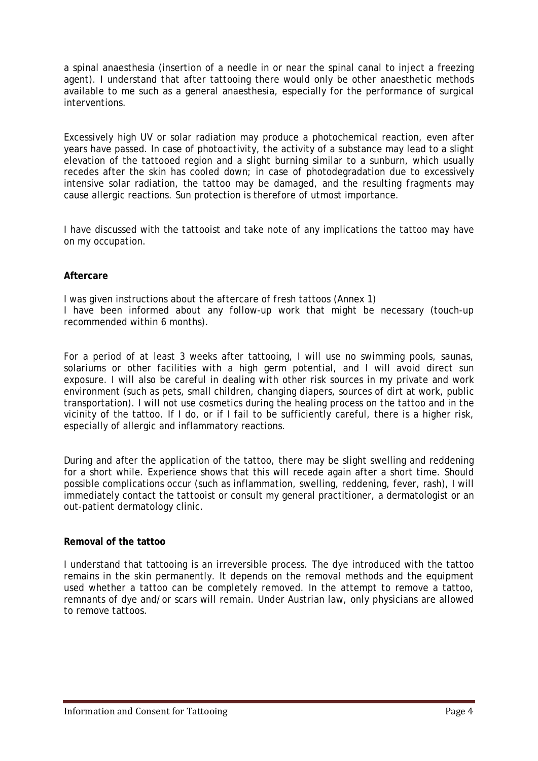a spinal anaesthesia (insertion of a needle in or near the spinal canal to inject a freezing agent). I understand that after tattooing there would only be other anaesthetic methods available to me such as a general anaesthesia, especially for the performance of surgical interventions.

Excessively high UV or solar radiation may produce a photochemical reaction, even after years have passed. In case of photoactivity, the activity of a substance may lead to a slight elevation of the tattooed region and a slight burning similar to a sunburn, which usually recedes after the skin has cooled down; in case of photodegradation due to excessively intensive solar radiation, the tattoo may be damaged, and the resulting fragments may cause allergic reactions. Sun protection is therefore of utmost importance.

I have discussed with the tattooist and take note of any implications the tattoo may have on my occupation.

**Aftercare**

I was given instructions about the aftercare of fresh tattoos (Annex 1)
I have been informed about any follow-up work that might be necessary (touch-up recommended within 6 months).

For a period of at least 3 weeks after tattooing, I will use no swimming pools, saunas, solariums or other facilities with a high germ potential, and I will avoid direct sun exposure. I will also be careful in dealing with other risk sources in my private and work environment (such as pets, small children, changing diapers, sources of dirt at work, public transportation). I will not use cosmetics during the healing process on the tattoo and in the vicinity of the tattoo. If I do, or if I fail to be sufficiently careful, there is a higher risk, especially of allergic and inflammatory reactions.

During and after the application of the tattoo, there may be slight swelling and reddening for a short while. Experience shows that this will recede again after a short time. Should possible complications occur (such as inflammation, swelling, reddening, fever, rash), I will immediately contact the tattooist or consult my general practitioner, a dermatologist or an out-patient dermatology clinic.

**Removal of the tattoo**

I understand that tattooing is an irreversible process. The dye introduced with the tattoo remains in the skin permanently. It depends on the removal methods and the equipment used whether a tattoo can be completely removed. In the attempt to remove a tattoo, remnants of dye and/or scars will remain. Under Austrian law, only physicians are allowed to remove tattoos.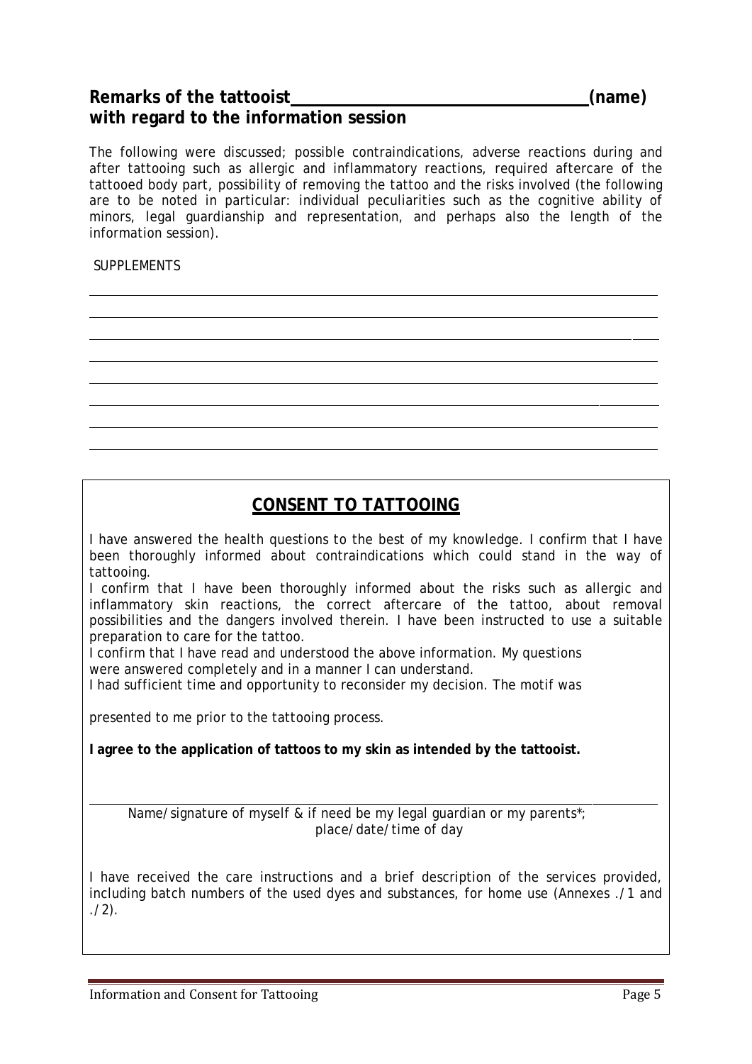**Remarks of the tattooist\_\_\_\_\_\_\_\_\_\_\_\_\_\_\_\_\_\_\_\_\_\_\_\_\_\_\_\_\_\_\_\_\_(name) with regard to the information session**

The following were discussed; possible contraindications, adverse reactions during and after tattooing such as allergic and inflammatory reactions, required aftercare of the tattooed body part, possibility of removing the tattoo and the risks involved (the following are to be noted in particular: individual peculiarities such as the cognitive ability of minors, legal guardianship and representation, and perhaps also the length of the information session).

SUPPLEMENTS

\_\_\_\_\_\_\_\_\_\_\_\_\_\_\_\_\_\_\_\_\_\_\_\_\_\_\_\_\_\_\_\_\_\_\_\_\_\_\_\_\_\_\_\_\_\_\_\_\_\_\_\_\_\_\_\_\_\_\_\_\_\_\_\_\_\_\_\_\_\_\_\_\_\_\_\_

\_\_\_\_\_\_\_\_\_\_\_\_\_\_\_\_\_\_\_\_\_\_\_\_\_\_\_\_\_\_\_\_\_\_\_\_\_\_\_\_\_\_\_\_\_\_\_\_\_\_\_\_\_\_\_\_\_\_\_\_\_\_\_\_\_\_\_\_\_\_\_\_\_\_\_\_

\_\_\_\_\_\_\_\_\_\_\_\_\_\_\_\_\_\_\_\_\_\_\_\_\_\_\_\_\_\_\_\_\_\_\_\_\_\_\_\_\_\_\_\_\_\_\_\_\_\_\_\_\_\_\_\_\_\_\_\_\_\_\_\_\_\_\_\_\_\_\_\_\_\_\_\_

\_\_\_\_\_\_\_\_\_\_\_\_\_\_\_\_\_\_\_\_\_\_\_\_\_\_\_\_\_\_\_\_\_\_\_\_\_\_\_\_\_\_\_\_\_\_\_\_\_\_\_\_\_\_\_\_\_\_\_\_\_\_\_\_\_\_\_\_\_\_\_\_\_\_\_\_

\_\_\_\_\_\_\_\_\_\_\_\_\_\_\_\_\_\_\_\_\_\_\_\_\_\_\_\_\_\_\_\_\_\_\_\_\_\_\_\_\_\_\_\_\_\_\_\_\_\_\_\_\_\_\_\_\_\_\_\_\_\_\_\_\_\_\_\_\_\_\_\_\_\_\_\_

\_\_\_\_\_\_\_\_\_\_\_\_\_\_\_\_\_\_\_\_\_\_\_\_\_\_\_\_\_\_\_\_\_\_\_\_\_\_\_\_\_\_\_\_\_\_\_\_\_\_\_\_\_\_\_\_\_\_\_\_\_\_\_\_\_\_\_\_\_\_\_\_\_\_\_\_

\_\_\_\_\_\_\_\_\_\_\_\_\_\_\_\_\_\_\_\_\_\_\_\_\_\_\_\_\_\_\_\_\_\_\_\_\_\_\_\_\_\_\_\_\_\_\_\_\_\_\_\_\_\_\_\_\_\_\_\_\_\_\_\_\_\_\_\_\_\_\_\_\_\_\_\_

\_\_\_\_\_\_\_\_\_\_\_\_\_\_\_\_\_\_\_\_\_\_\_\_\_\_\_\_\_\_\_\_\_\_\_\_\_\_\_\_\_\_\_\_\_\_\_\_\_\_\_\_\_\_\_\_\_\_\_\_\_\_\_\_\_\_\_\_\_\_\_\_\_\_\_\_

## CONSENT TO TATTOOING

I have answered the health questions to the best of my knowledge. I confirm that I have been thoroughly informed about contraindications which could stand in the way of tattooing.

I confirm that I have been thoroughly informed about the risks such as allergic and inflammatory skin reactions, the correct aftercare of the tattoo, about removal possibilities and the dangers involved therein. I have been instructed to use a suitable preparation to care for the tattoo.

I confirm that I have read and understood the above information. My questions were answered completely and in a manner I can understand.

I had sufficient time and opportunity to reconsider my decision. The motif was presented to me prior to the tattooing process.

**I agree to the application of tattoos to my skin as intended by the tattooist.**

\_\_\_\_\_\_\_\_\_\_\_\_\_\_\_\_\_\_\_\_\_\_\_\_\_\_\_\_\_\_\_\_\_\_\_\_\_\_\_\_\_\_\_\_\_\_\_\_\_\_\_\_\_\_\_\_\_\_\_\_\_\_\_\_\_\_\_\_\_\_\_\_\_\_\_\_

Name/signature of myself & if need be my legal guardian or my parents*;
place/date/time of day

I have received the care instructions and a brief description of the services provided, including batch numbers of the used dyes and substances, for home use (Annexes ./1 and ./2).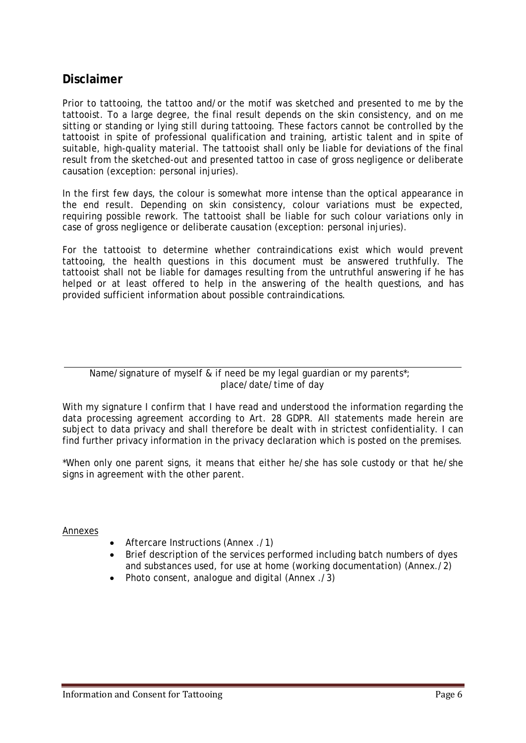## Disclaimer

Prior to tattooing, the tattoo and/or the motif was sketched and presented to me by the tattooist. To a large degree, the final result depends on the skin consistency, and on me sitting or standing or lying still during tattooing. These factors cannot be controlled by the tattooist in spite of professional qualification and training, artistic talent and in spite of suitable, high-quality material. The tattooist shall only be liable for deviations of the final result from the sketched-out and presented tattoo in case of gross negligence or deliberate causation (exception: personal injuries).

In the first few days, the colour is somewhat more intense than the optical appearance in the end result. Depending on skin consistency, colour variations must be expected, requiring possible rework. The tattooist shall be liable for such colour variations only in case of gross negligence or deliberate causation (exception: personal injuries).

For the tattooist to determine whether contraindications exist which would prevent tattooing, the health questions in this document must be answered truthfully. The tattooist shall not be liable for damages resulting from the untruthful answering if he has helped or at least offered to help in the answering of the health questions, and has provided sufficient information about possible contraindications.

---

Name/signature of myself & if need be my legal guardian or my parents*; place/date/time of day

With my signature I confirm that I have read and understood the information regarding the data processing agreement according to Art. 28 GDPR. All statements made herein are subject to data privacy and shall therefore be dealt with in strictest confidentiality. I can find further privacy information in the privacy declaration which is posted on the premises.

*When only one parent signs, it means that either he/she has sole custody or that he/she signs in agreement with the other parent.

Annexes

- Aftercare Instructions (Annex ./1)
- Brief description of the services performed including batch numbers of dyes and substances used, for use at home (working documentation) (Annex./2)
- Photo consent, analogue and digital (Annex ./3)